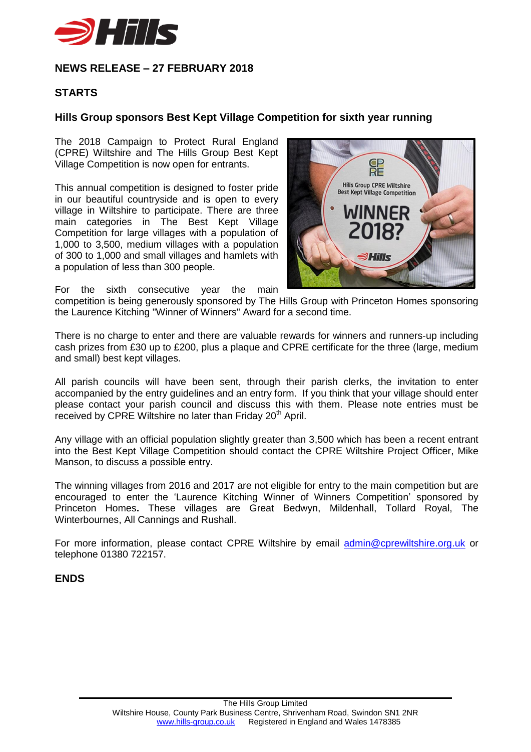## NEWS RELEASE – 27 FEBRUARY 2018

**STARTS**

### Hills Group sponsors Best Kept Village Competition for sixth year running

The 2018 Campaign to Protect Rural England (CPRE) Wiltshire and The Hills Group Best Kept Village Competition is now open for entrants.

This annual competition is designed to foster pride in our beautiful countryside and is open to every village in Wiltshire to participate. There are three main categories in The Best Kept Village Competition for large villages with a population of 1,000 to 3,500, medium villages with a population of 300 to 1,000 and small villages and hamlets with a population of less than 300 people.

For the sixth consecutive year the main competition is being generously sponsored by The Hills Group with Princeton Homes sponsoring the Laurence Kitching "Winner of Winners" Award for a second time.

There is no charge to enter and there are valuable rewards for winners and runners-up including cash prizes from £30 up to £200, plus a plaque and CPRE certificate for the three (large, medium and small) best kept villages.

All parish councils will have been sent, through their parish clerks, the invitation to enter accompanied by the entry guidelines and an entry form. If you think that your village should enter please contact your parish council and discuss this with them. Please note entries must be received by CPRE Wiltshire no later than Friday 20th April.

Any village with an official population slightly greater than 3,500 which has been a recent entrant into the Best Kept Village Competition should contact the CPRE Wiltshire Project Officer, Mike Manson, to discuss a possible entry.

The winning villages from 2016 and 2017 are not eligible for entry to the main competition but are encouraged to enter the 'Laurence Kitching Winner of Winners Competition' sponsored by Princeton Homes**.** These villages are Great Bedwyn, Mildenhall, Tollard Royal, The Winterbournes, All Cannings and Rushall.

For more information, please contact CPRE Wiltshire by email admin@cprewiltshire.org.uk or telephone 01380 722157.

**ENDS**

The Hills Group Limited
Wiltshire House, County Park Business Centre, Shrivenham Road, Swindon SN1 2NR
www.hills-group.co.uk Registered in England and Wales 1478385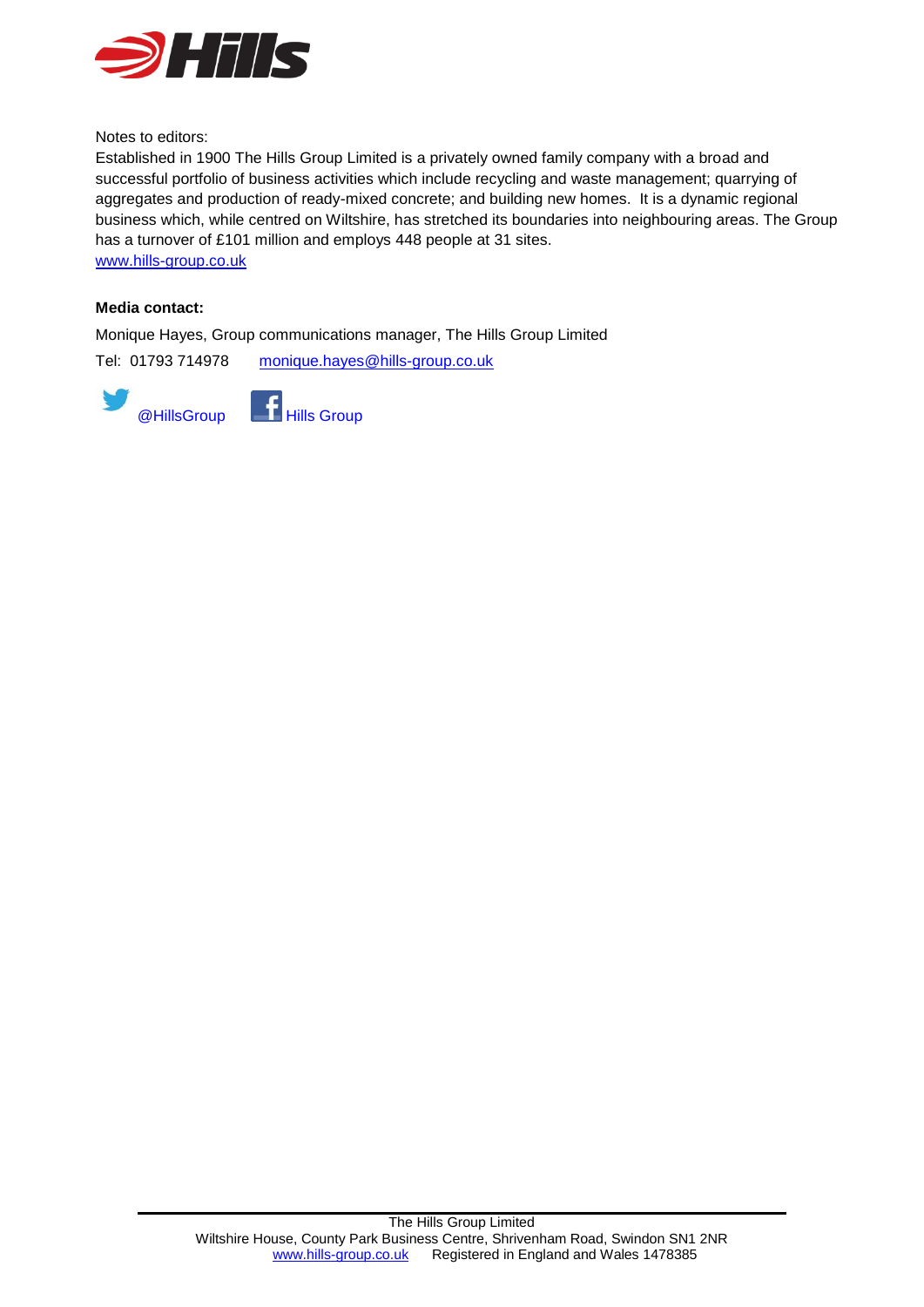Notes to editors:
Established in 1900 The Hills Group Limited is a privately owned family company with a broad and successful portfolio of business activities which include recycling and waste management; quarrying of aggregates and production of ready-mixed concrete; and building new homes. It is a dynamic regional business which, while centred on Wiltshire, has stretched its boundaries into neighbouring areas. The Group has a turnover of £101 million and employs 448 people at 31 sites.
www.hills-group.co.uk

**Media contact:**

Monique Hayes, Group communications manager, The Hills Group Limited

Tel: 01793 714978 monique.hayes@hills-group.co.uk

@HillsGroup Hills Group

The Hills Group Limited
Wiltshire House, County Park Business Centre, Shrivenham Road, Swindon SN1 2NR
www.hills-group.co.uk Registered in England and Wales 1478385